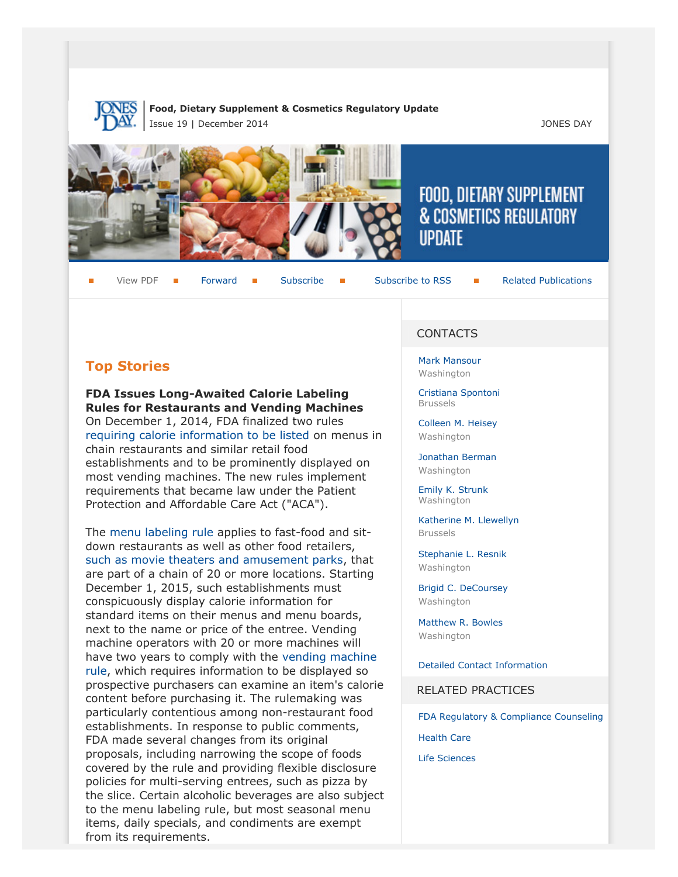**Food, Dietary Supplement & Cosmetics Regulatory Update**
Issue 19 | December 2014

JONES DAY

View PDF | Forward | Subscribe | Subscribe to RSS | Related Publications

## Top Stories

**FDA Issues Long-Awaited Calorie Labeling Rules for Restaurants and Vending Machines**
On December 1, 2014, FDA finalized two rules requiring calorie information to be listed on menus in chain restaurants and similar retail food establishments and to be prominently displayed on most vending machines. The new rules implement requirements that became law under the Patient Protection and Affordable Care Act ("ACA").

The menu labeling rule applies to fast-food and sit-down restaurants as well as other food retailers, such as movie theaters and amusement parks, that are part of a chain of 20 or more locations. Starting December 1, 2015, such establishments must conspicuously display calorie information for standard items on their menus and menu boards, next to the name or price of the entree. Vending machine operators with 20 or more machines will have two years to comply with the vending machine rule, which requires information to be displayed so prospective purchasers can examine an item's calorie content before purchasing it. The rulemaking was particularly contentious among non-restaurant food establishments. In response to public comments, FDA made several changes from its original proposals, including narrowing the scope of foods covered by the rule and providing flexible disclosure policies for multi-serving entrees, such as pizza by the slice. Certain alcoholic beverages are also subject to the menu labeling rule, but most seasonal menu items, daily specials, and condiments are exempt from its requirements.

## CONTACTS

Mark Mansour
Washington

Cristiana Spontoni
Brussels

Colleen M. Heisey
Washington

Jonathan Berman
Washington

Emily K. Strunk
Washington

Katherine M. Llewellyn
Brussels

Stephanie L. Resnik
Washington

Brigid C. DeCoursey
Washington

Matthew R. Bowles
Washington

Detailed Contact Information

## RELATED PRACTICES

FDA Regulatory & Compliance Counseling

Health Care

Life Sciences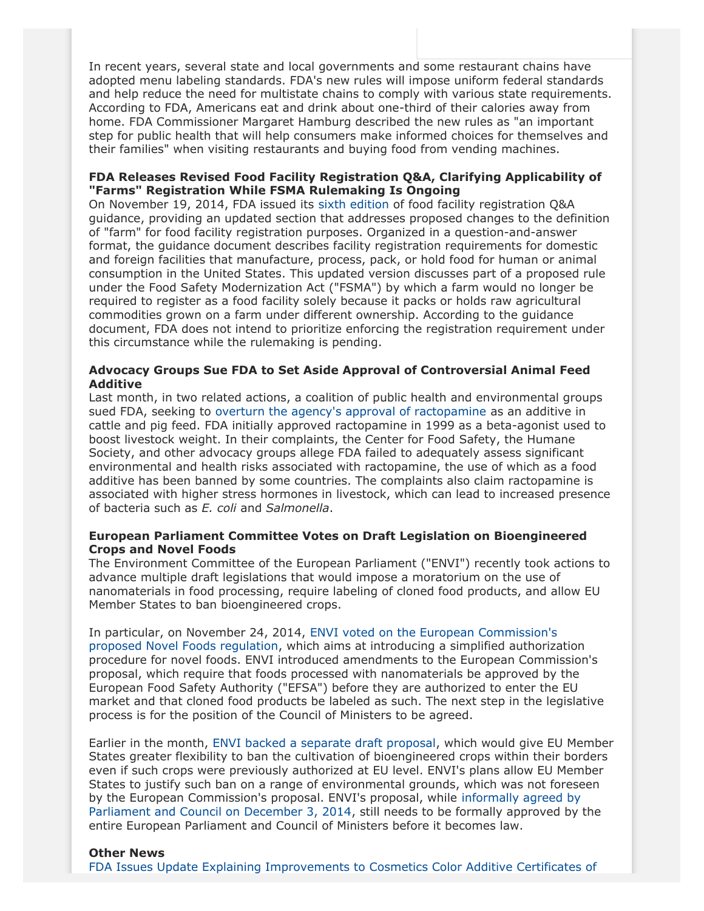In recent years, several state and local governments and some restaurant chains have adopted menu labeling standards. FDA's new rules will impose uniform federal standards and help reduce the need for multistate chains to comply with various state requirements. According to FDA, Americans eat and drink about one-third of their calories away from home. FDA Commissioner Margaret Hamburg described the new rules as "an important step for public health that will help consumers make informed choices for themselves and their families" when visiting restaurants and buying food from vending machines.

**FDA Releases Revised Food Facility Registration Q&A, Clarifying Applicability of "Farms" Registration While FSMA Rulemaking Is Ongoing**

On November 19, 2014, FDA issued its sixth edition of food facility registration Q&A guidance, providing an updated section that addresses proposed changes to the definition of "farm" for food facility registration purposes. Organized in a question-and-answer format, the guidance document describes facility registration requirements for domestic and foreign facilities that manufacture, process, pack, or hold food for human or animal consumption in the United States. This updated version discusses part of a proposed rule under the Food Safety Modernization Act ("FSMA") by which a farm would no longer be required to register as a food facility solely because it packs or holds raw agricultural commodities grown on a farm under different ownership. According to the guidance document, FDA does not intend to prioritize enforcing the registration requirement under this circumstance while the rulemaking is pending.

**Advocacy Groups Sue FDA to Set Aside Approval of Controversial Animal Feed Additive**

Last month, in two related actions, a coalition of public health and environmental groups sued FDA, seeking to overturn the agency's approval of ractopamine as an additive in cattle and pig feed. FDA initially approved ractopamine in 1999 as a beta-agonist used to boost livestock weight. In their complaints, the Center for Food Safety, the Humane Society, and other advocacy groups allege FDA failed to adequately assess significant environmental and health risks associated with ractopamine, the use of which as a food additive has been banned by some countries. The complaints also claim ractopamine is associated with higher stress hormones in livestock, which can lead to increased presence of bacteria such as *E. coli* and *Salmonella*.

**European Parliament Committee Votes on Draft Legislation on Bioengineered Crops and Novel Foods**

The Environment Committee of the European Parliament ("ENVI") recently took actions to advance multiple draft legislations that would impose a moratorium on the use of nanomaterials in food processing, require labeling of cloned food products, and allow EU Member States to ban bioengineered crops.

In particular, on November 24, 2014, ENVI voted on the European Commission's proposed Novel Foods regulation, which aims at introducing a simplified authorization procedure for novel foods. ENVI introduced amendments to the European Commission's proposal, which require that foods processed with nanomaterials be approved by the European Food Safety Authority ("EFSA") before they are authorized to enter the EU market and that cloned food products be labeled as such. The next step in the legislative process is for the position of the Council of Ministers to be agreed.

Earlier in the month, ENVI backed a separate draft proposal, which would give EU Member States greater flexibility to ban the cultivation of bioengineered crops within their borders even if such crops were previously authorized at EU level. ENVI's plans allow EU Member States to justify such ban on a range of environmental grounds, which was not foreseen by the European Commission's proposal. ENVI's proposal, while informally agreed by Parliament and Council on December 3, 2014, still needs to be formally approved by the entire European Parliament and Council of Ministers before it becomes law.

**Other News**

FDA Issues Update Explaining Improvements to Cosmetics Color Additive Certificates of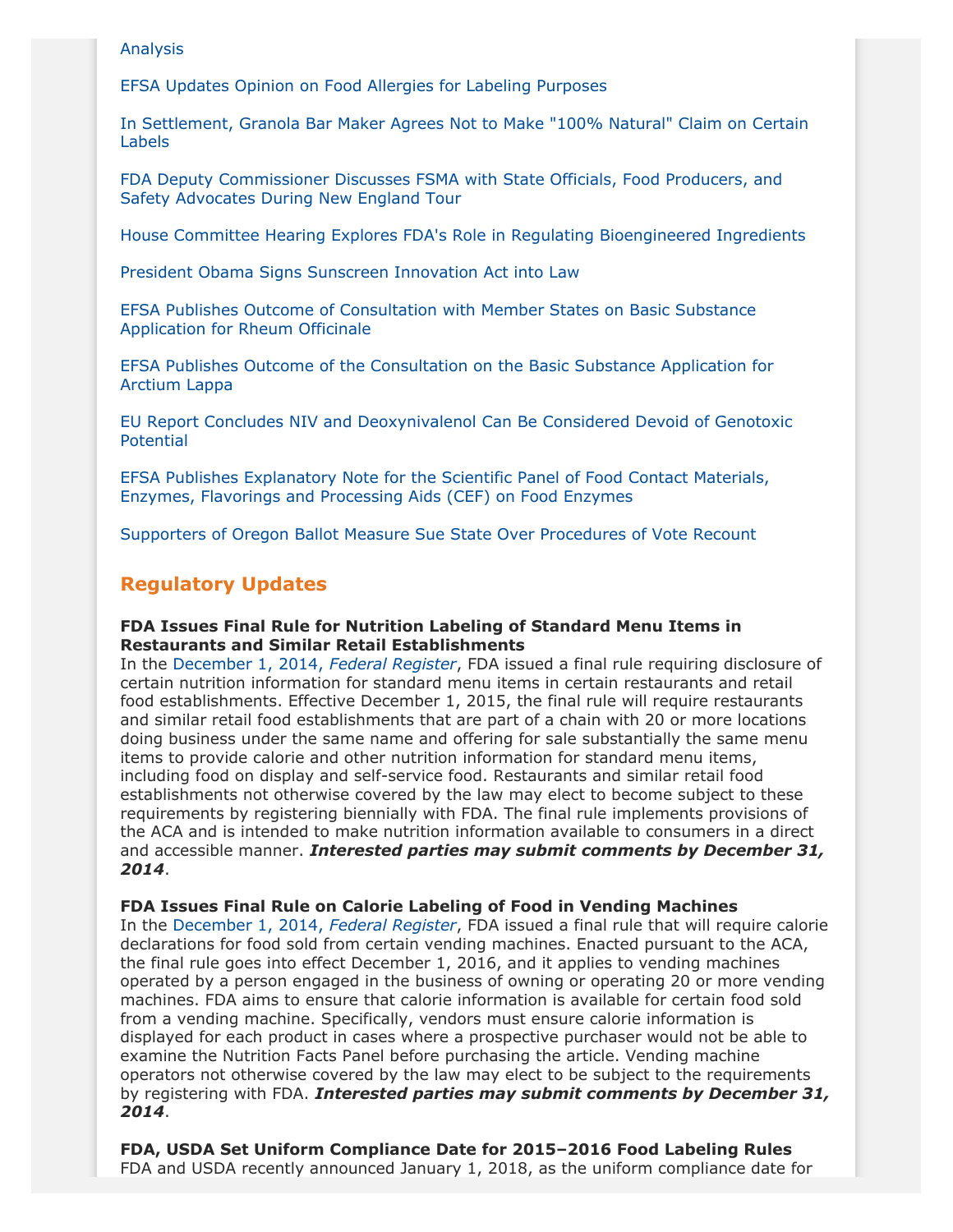Analysis

EFSA Updates Opinion on Food Allergies for Labeling Purposes

In Settlement, Granola Bar Maker Agrees Not to Make "100% Natural" Claim on Certain Labels

FDA Deputy Commissioner Discusses FSMA with State Officials, Food Producers, and Safety Advocates During New England Tour

House Committee Hearing Explores FDA's Role in Regulating Bioengineered Ingredients

President Obama Signs Sunscreen Innovation Act into Law

EFSA Publishes Outcome of Consultation with Member States on Basic Substance Application for Rheum Officinale

EFSA Publishes Outcome of the Consultation on the Basic Substance Application for Arctium Lappa

EU Report Concludes NIV and Deoxynivalenol Can Be Considered Devoid of Genotoxic Potential

EFSA Publishes Explanatory Note for the Scientific Panel of Food Contact Materials, Enzymes, Flavorings and Processing Aids (CEF) on Food Enzymes

Supporters of Oregon Ballot Measure Sue State Over Procedures of Vote Recount

## Regulatory Updates

**FDA Issues Final Rule for Nutrition Labeling of Standard Menu Items in Restaurants and Similar Retail Establishments**
In the December 1, 2014, *Federal Register*, FDA issued a final rule requiring disclosure of certain nutrition information for standard menu items in certain restaurants and retail food establishments. Effective December 1, 2015, the final rule will require restaurants and similar retail food establishments that are part of a chain with 20 or more locations doing business under the same name and offering for sale substantially the same menu items to provide calorie and other nutrition information for standard menu items, including food on display and self-service food. Restaurants and similar retail food establishments not otherwise covered by the law may elect to become subject to these requirements by registering biennially with FDA. The final rule implements provisions of the ACA and is intended to make nutrition information available to consumers in a direct and accessible manner. ***Interested parties may submit comments by December 31, 2014***.

**FDA Issues Final Rule on Calorie Labeling of Food in Vending Machines**
In the December 1, 2014, *Federal Register*, FDA issued a final rule that will require calorie declarations for food sold from certain vending machines. Enacted pursuant to the ACA, the final rule goes into effect December 1, 2016, and it applies to vending machines operated by a person engaged in the business of owning or operating 20 or more vending machines. FDA aims to ensure that calorie information is available for certain food sold from a vending machine. Specifically, vendors must ensure calorie information is displayed for each product in cases where a prospective purchaser would not be able to examine the Nutrition Facts Panel before purchasing the article. Vending machine operators not otherwise covered by the law may elect to be subject to the requirements by registering with FDA. ***Interested parties may submit comments by December 31, 2014***.

**FDA, USDA Set Uniform Compliance Date for 2015–2016 Food Labeling Rules**
FDA and USDA recently announced January 1, 2018, as the uniform compliance date for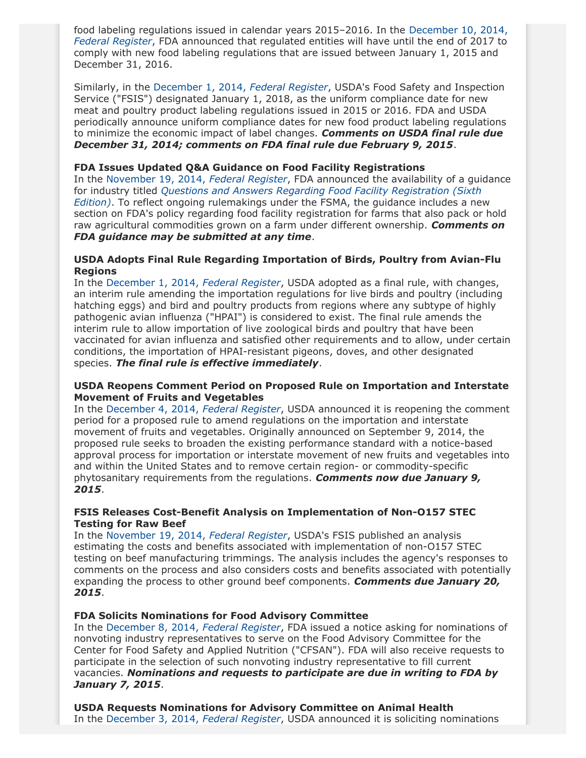food labeling regulations issued in calendar years 2015–2016. In the December 10, 2014, *Federal Register*, FDA announced that regulated entities will have until the end of 2017 to comply with new food labeling regulations that are issued between January 1, 2015 and December 31, 2016.

Similarly, in the December 1, 2014, *Federal Register*, USDA's Food Safety and Inspection Service ("FSIS") designated January 1, 2018, as the uniform compliance date for new meat and poultry product labeling regulations issued in 2015 or 2016. FDA and USDA periodically announce uniform compliance dates for new food product labeling regulations to minimize the economic impact of label changes. ***Comments on USDA final rule due December 31, 2014; comments on FDA final rule due February 9, 2015***.

**FDA Issues Updated Q&A Guidance on Food Facility Registrations**
In the November 19, 2014, *Federal Register*, FDA announced the availability of a guidance for industry titled *Questions and Answers Regarding Food Facility Registration (Sixth Edition)*. To reflect ongoing rulemakings under the FSMA, the guidance includes a new section on FDA's policy regarding food facility registration for farms that also pack or hold raw agricultural commodities grown on a farm under different ownership. ***Comments on FDA guidance may be submitted at any time***.

**USDA Adopts Final Rule Regarding Importation of Birds, Poultry from Avian-Flu Regions**
In the December 1, 2014, *Federal Register*, USDA adopted as a final rule, with changes, an interim rule amending the importation regulations for live birds and poultry (including hatching eggs) and bird and poultry products from regions where any subtype of highly pathogenic avian influenza ("HPAI") is considered to exist. The final rule amends the interim rule to allow importation of live zoological birds and poultry that have been vaccinated for avian influenza and satisfied other requirements and to allow, under certain conditions, the importation of HPAI-resistant pigeons, doves, and other designated species. ***The final rule is effective immediately***.

**USDA Reopens Comment Period on Proposed Rule on Importation and Interstate Movement of Fruits and Vegetables**
In the December 4, 2014, *Federal Register*, USDA announced it is reopening the comment period for a proposed rule to amend regulations on the importation and interstate movement of fruits and vegetables. Originally announced on September 9, 2014, the proposed rule seeks to broaden the existing performance standard with a notice-based approval process for importation or interstate movement of new fruits and vegetables into and within the United States and to remove certain region- or commodity-specific phytosanitary requirements from the regulations. ***Comments now due January 9, 2015***.

**FSIS Releases Cost-Benefit Analysis on Implementation of Non-O157 STEC Testing for Raw Beef**
In the November 19, 2014, *Federal Register*, USDA's FSIS published an analysis estimating the costs and benefits associated with implementation of non-O157 STEC testing on beef manufacturing trimmings. The analysis includes the agency's responses to comments on the process and also considers costs and benefits associated with potentially expanding the process to other ground beef components. ***Comments due January 20, 2015***.

**FDA Solicits Nominations for Food Advisory Committee**
In the December 8, 2014, *Federal Register*, FDA issued a notice asking for nominations of nonvoting industry representatives to serve on the Food Advisory Committee for the Center for Food Safety and Applied Nutrition ("CFSAN"). FDA will also receive requests to participate in the selection of such nonvoting industry representative to fill current vacancies. ***Nominations and requests to participate are due in writing to FDA by January 7, 2015***.

**USDA Requests Nominations for Advisory Committee on Animal Health**
In the December 3, 2014, *Federal Register*, USDA announced it is soliciting nominations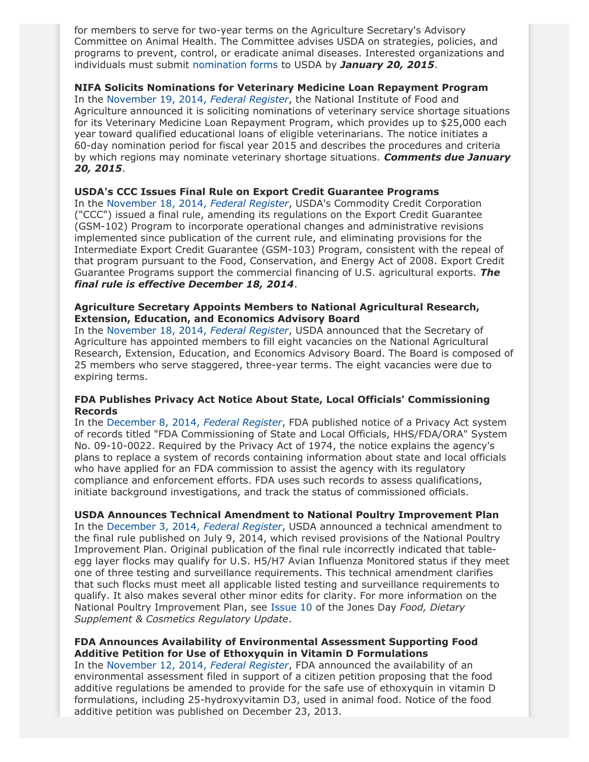for members to serve for two-year terms on the Agriculture Secretary's Advisory Committee on Animal Health. The Committee advises USDA on strategies, policies, and programs to prevent, control, or eradicate animal diseases. Interested organizations and individuals must submit nomination forms to USDA by ***January 20, 2015***.

**NIFA Solicits Nominations for Veterinary Medicine Loan Repayment Program**
In the November 19, 2014, *Federal Register*, the National Institute of Food and Agriculture announced it is soliciting nominations of veterinary service shortage situations for its Veterinary Medicine Loan Repayment Program, which provides up to $25,000 each year toward qualified educational loans of eligible veterinarians. The notice initiates a 60-day nomination period for fiscal year 2015 and describes the procedures and criteria by which regions may nominate veterinary shortage situations. ***Comments due January 20, 2015***.

**USDA's CCC Issues Final Rule on Export Credit Guarantee Programs**
In the November 18, 2014, *Federal Register*, USDA's Commodity Credit Corporation ("CCC") issued a final rule, amending its regulations on the Export Credit Guarantee (GSM-102) Program to incorporate operational changes and administrative revisions implemented since publication of the current rule, and eliminating provisions for the Intermediate Export Credit Guarantee (GSM-103) Program, consistent with the repeal of that program pursuant to the Food, Conservation, and Energy Act of 2008. Export Credit Guarantee Programs support the commercial financing of U.S. agricultural exports. ***The final rule is effective December 18, 2014***.

**Agriculture Secretary Appoints Members to National Agricultural Research, Extension, Education, and Economics Advisory Board**
In the November 18, 2014, *Federal Register*, USDA announced that the Secretary of Agriculture has appointed members to fill eight vacancies on the National Agricultural Research, Extension, Education, and Economics Advisory Board. The Board is composed of 25 members who serve staggered, three-year terms. The eight vacancies were due to expiring terms.

**FDA Publishes Privacy Act Notice About State, Local Officials' Commissioning Records**
In the December 8, 2014, *Federal Register*, FDA published notice of a Privacy Act system of records titled "FDA Commissioning of State and Local Officials, HHS/FDA/ORA" System No. 09-10-0022. Required by the Privacy Act of 1974, the notice explains the agency's plans to replace a system of records containing information about state and local officials who have applied for an FDA commission to assist the agency with its regulatory compliance and enforcement efforts. FDA uses such records to assess qualifications, initiate background investigations, and track the status of commissioned officials.

**USDA Announces Technical Amendment to National Poultry Improvement Plan**
In the December 3, 2014, *Federal Register*, USDA announced a technical amendment to the final rule published on July 9, 2014, which revised provisions of the National Poultry Improvement Plan. Original publication of the final rule incorrectly indicated that table-egg layer flocks may qualify for U.S. H5/H7 Avian Influenza Monitored status if they meet one of three testing and surveillance requirements. This technical amendment clarifies that such flocks must meet all applicable listed testing and surveillance requirements to qualify. It also makes several other minor edits for clarity. For more information on the National Poultry Improvement Plan, see Issue 10 of the Jones Day *Food, Dietary Supplement & Cosmetics Regulatory Update*.

**FDA Announces Availability of Environmental Assessment Supporting Food Additive Petition for Use of Ethoxyquin in Vitamin D Formulations**
In the November 12, 2014, *Federal Register*, FDA announced the availability of an environmental assessment filed in support of a citizen petition proposing that the food additive regulations be amended to provide for the safe use of ethoxyquin in vitamin D formulations, including 25-hydroxyvitamin D3, used in animal food. Notice of the food additive petition was published on December 23, 2013.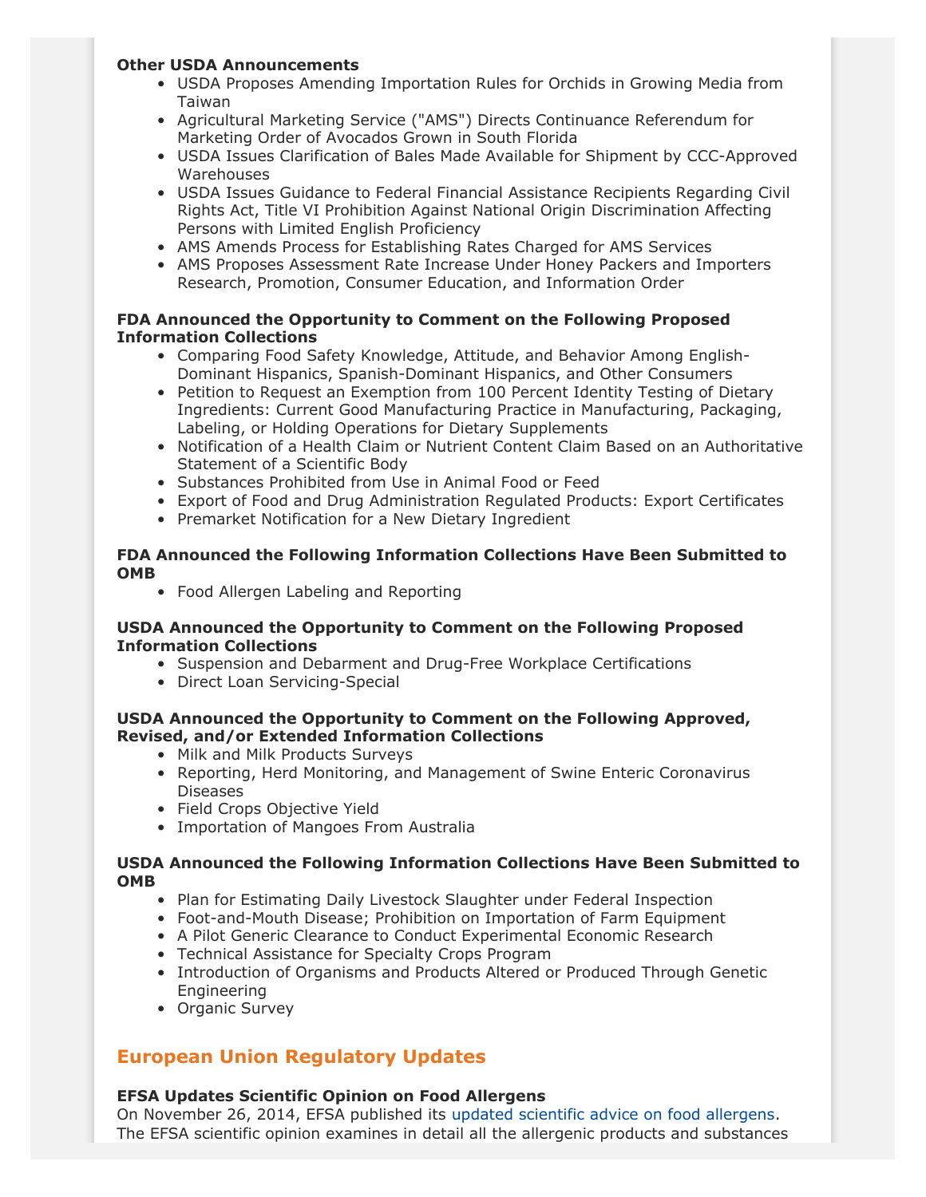**Other USDA Announcements**

- USDA Proposes Amending Importation Rules for Orchids in Growing Media from Taiwan
- Agricultural Marketing Service ("AMS") Directs Continuance Referendum for Marketing Order of Avocados Grown in South Florida
- USDA Issues Clarification of Bales Made Available for Shipment by CCC-Approved Warehouses
- USDA Issues Guidance to Federal Financial Assistance Recipients Regarding Civil Rights Act, Title VI Prohibition Against National Origin Discrimination Affecting Persons with Limited English Proficiency
- AMS Amends Process for Establishing Rates Charged for AMS Services
- AMS Proposes Assessment Rate Increase Under Honey Packers and Importers Research, Promotion, Consumer Education, and Information Order

**FDA Announced the Opportunity to Comment on the Following Proposed Information Collections**

- Comparing Food Safety Knowledge, Attitude, and Behavior Among English-Dominant Hispanics, Spanish-Dominant Hispanics, and Other Consumers
- Petition to Request an Exemption from 100 Percent Identity Testing of Dietary Ingredients: Current Good Manufacturing Practice in Manufacturing, Packaging, Labeling, or Holding Operations for Dietary Supplements
- Notification of a Health Claim or Nutrient Content Claim Based on an Authoritative Statement of a Scientific Body
- Substances Prohibited from Use in Animal Food or Feed
- Export of Food and Drug Administration Regulated Products: Export Certificates
- Premarket Notification for a New Dietary Ingredient

**FDA Announced the Following Information Collections Have Been Submitted to OMB**

- Food Allergen Labeling and Reporting

**USDA Announced the Opportunity to Comment on the Following Proposed Information Collections**

- Suspension and Debarment and Drug-Free Workplace Certifications
- Direct Loan Servicing-Special

**USDA Announced the Opportunity to Comment on the Following Approved, Revised, and/or Extended Information Collections**

- Milk and Milk Products Surveys
- Reporting, Herd Monitoring, and Management of Swine Enteric Coronavirus Diseases
- Field Crops Objective Yield
- Importation of Mangoes From Australia

**USDA Announced the Following Information Collections Have Been Submitted to OMB**

- Plan for Estimating Daily Livestock Slaughter under Federal Inspection
- Foot-and-Mouth Disease; Prohibition on Importation of Farm Equipment
- A Pilot Generic Clearance to Conduct Experimental Economic Research
- Technical Assistance for Specialty Crops Program
- Introduction of Organisms and Products Altered or Produced Through Genetic Engineering
- Organic Survey

## European Union Regulatory Updates

**EFSA Updates Scientific Opinion on Food Allergens**

On November 26, 2014, EFSA published its updated scientific advice on food allergens. The EFSA scientific opinion examines in detail all the allergenic products and substances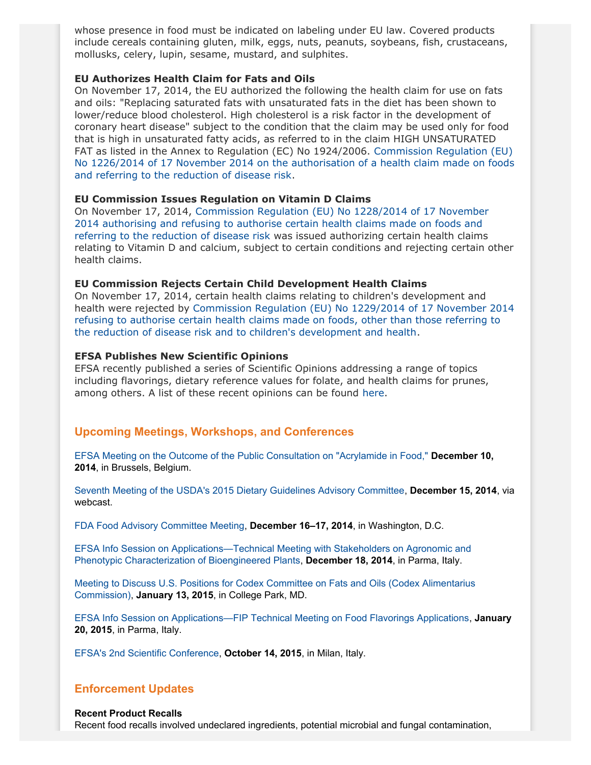whose presence in food must be indicated on labeling under EU law. Covered products include cereals containing gluten, milk, eggs, nuts, peanuts, soybeans, fish, crustaceans, mollusks, celery, lupin, sesame, mustard, and sulphites.

**EU Authorizes Health Claim for Fats and Oils**

On November 17, 2014, the EU authorized the following the health claim for use on fats and oils: "Replacing saturated fats with unsaturated fats in the diet has been shown to lower/reduce blood cholesterol. High cholesterol is a risk factor in the development of coronary heart disease" subject to the condition that the claim may be used only for food that is high in unsaturated fatty acids, as referred to in the claim HIGH UNSATURATED FAT as listed in the Annex to Regulation (EC) No 1924/2006. Commission Regulation (EU) No 1226/2014 of 17 November 2014 on the authorisation of a health claim made on foods and referring to the reduction of disease risk.

**EU Commission Issues Regulation on Vitamin D Claims**

On November 17, 2014, Commission Regulation (EU) No 1228/2014 of 17 November 2014 authorising and refusing to authorise certain health claims made on foods and referring to the reduction of disease risk was issued authorizing certain health claims relating to Vitamin D and calcium, subject to certain conditions and rejecting certain other health claims.

**EU Commission Rejects Certain Child Development Health Claims**

On November 17, 2014, certain health claims relating to children's development and health were rejected by Commission Regulation (EU) No 1229/2014 of 17 November 2014 refusing to authorise certain health claims made on foods, other than those referring to the reduction of disease risk and to children's development and health.

**EFSA Publishes New Scientific Opinions**

EFSA recently published a series of Scientific Opinions addressing a range of topics including flavorings, dietary reference values for folate, and health claims for prunes, among others. A list of these recent opinions can be found here.

## Upcoming Meetings, Workshops, and Conferences

EFSA Meeting on the Outcome of the Public Consultation on "Acrylamide in Food," **December 10, 2014**, in Brussels, Belgium.

Seventh Meeting of the USDA's 2015 Dietary Guidelines Advisory Committee, **December 15, 2014**, via webcast.

FDA Food Advisory Committee Meeting, **December 16–17, 2014**, in Washington, D.C.

EFSA Info Session on Applications—Technical Meeting with Stakeholders on Agronomic and Phenotypic Characterization of Bioengineered Plants, **December 18, 2014**, in Parma, Italy.

Meeting to Discuss U.S. Positions for Codex Committee on Fats and Oils (Codex Alimentarius Commission), **January 13, 2015**, in College Park, MD.

EFSA Info Session on Applications—FIP Technical Meeting on Food Flavorings Applications, **January 20, 2015**, in Parma, Italy.

EFSA's 2nd Scientific Conference, **October 14, 2015**, in Milan, Italy.

## Enforcement Updates

**Recent Product Recalls**

Recent food recalls involved undeclared ingredients, potential microbial and fungal contamination,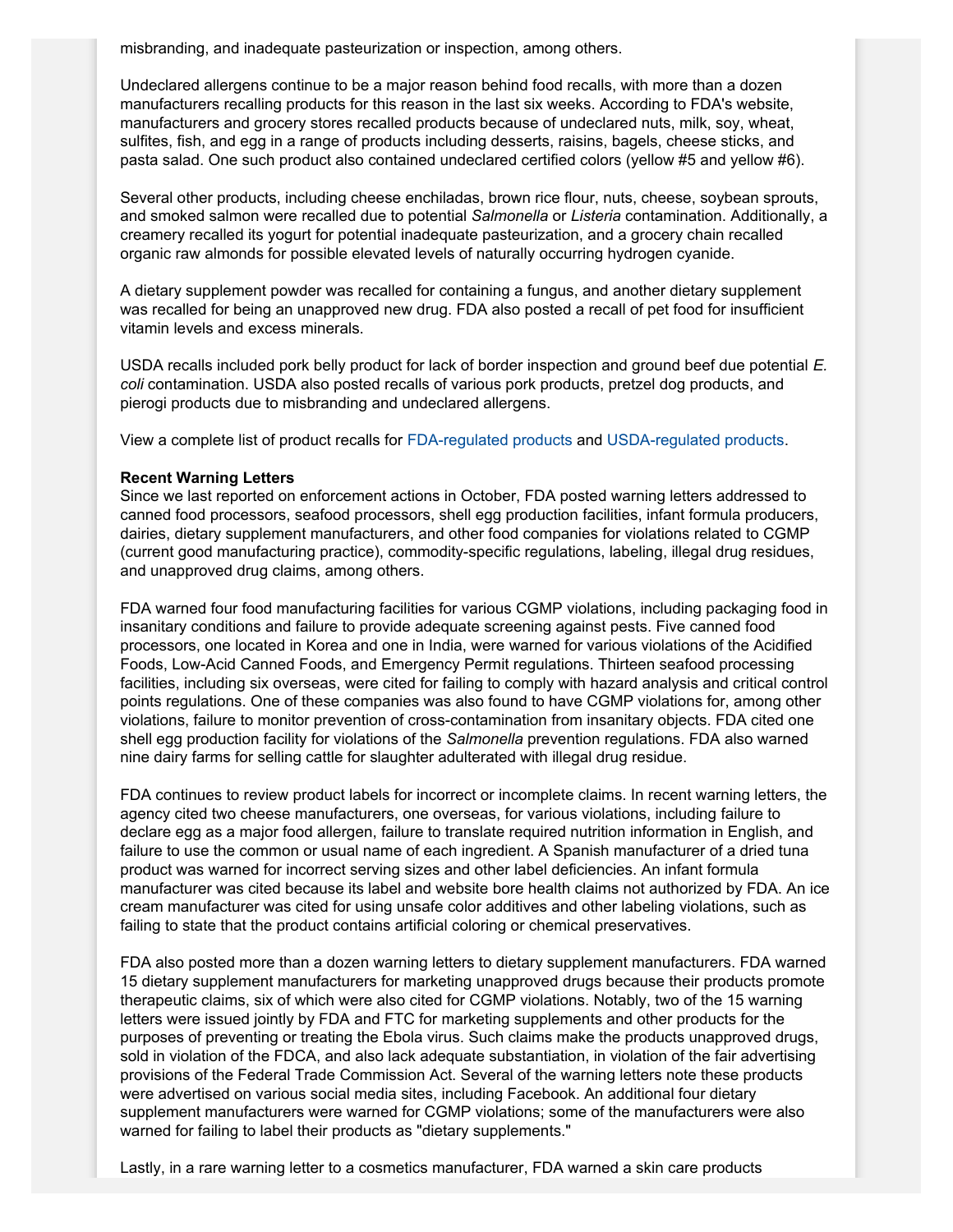misbranding, and inadequate pasteurization or inspection, among others.

Undeclared allergens continue to be a major reason behind food recalls, with more than a dozen manufacturers recalling products for this reason in the last six weeks. According to FDA's website, manufacturers and grocery stores recalled products because of undeclared nuts, milk, soy, wheat, sulfites, fish, and egg in a range of products including desserts, raisins, bagels, cheese sticks, and pasta salad. One such product also contained undeclared certified colors (yellow #5 and yellow #6).

Several other products, including cheese enchiladas, brown rice flour, nuts, cheese, soybean sprouts, and smoked salmon were recalled due to potential *Salmonella* or *Listeria* contamination. Additionally, a creamery recalled its yogurt for potential inadequate pasteurization, and a grocery chain recalled organic raw almonds for possible elevated levels of naturally occurring hydrogen cyanide.

A dietary supplement powder was recalled for containing a fungus, and another dietary supplement was recalled for being an unapproved new drug. FDA also posted a recall of pet food for insufficient vitamin levels and excess minerals.

USDA recalls included pork belly product for lack of border inspection and ground beef due potential *E. coli* contamination. USDA also posted recalls of various pork products, pretzel dog products, and pierogi products due to misbranding and undeclared allergens.

View a complete list of product recalls for FDA-regulated products and USDA-regulated products.

**Recent Warning Letters**

Since we last reported on enforcement actions in October, FDA posted warning letters addressed to canned food processors, seafood processors, shell egg production facilities, infant formula producers, dairies, dietary supplement manufacturers, and other food companies for violations related to CGMP (current good manufacturing practice), commodity-specific regulations, labeling, illegal drug residues, and unapproved drug claims, among others.

FDA warned four food manufacturing facilities for various CGMP violations, including packaging food in insanitary conditions and failure to provide adequate screening against pests. Five canned food processors, one located in Korea and one in India, were warned for various violations of the Acidified Foods, Low-Acid Canned Foods, and Emergency Permit regulations. Thirteen seafood processing facilities, including six overseas, were cited for failing to comply with hazard analysis and critical control points regulations. One of these companies was also found to have CGMP violations for, among other violations, failure to monitor prevention of cross-contamination from insanitary objects. FDA cited one shell egg production facility for violations of the *Salmonella* prevention regulations. FDA also warned nine dairy farms for selling cattle for slaughter adulterated with illegal drug residue.

FDA continues to review product labels for incorrect or incomplete claims. In recent warning letters, the agency cited two cheese manufacturers, one overseas, for various violations, including failure to declare egg as a major food allergen, failure to translate required nutrition information in English, and failure to use the common or usual name of each ingredient. A Spanish manufacturer of a dried tuna product was warned for incorrect serving sizes and other label deficiencies. An infant formula manufacturer was cited because its label and website bore health claims not authorized by FDA. An ice cream manufacturer was cited for using unsafe color additives and other labeling violations, such as failing to state that the product contains artificial coloring or chemical preservatives.

FDA also posted more than a dozen warning letters to dietary supplement manufacturers. FDA warned 15 dietary supplement manufacturers for marketing unapproved drugs because their products promote therapeutic claims, six of which were also cited for CGMP violations. Notably, two of the 15 warning letters were issued jointly by FDA and FTC for marketing supplements and other products for the purposes of preventing or treating the Ebola virus. Such claims make the products unapproved drugs, sold in violation of the FDCA, and also lack adequate substantiation, in violation of the fair advertising provisions of the Federal Trade Commission Act. Several of the warning letters note these products were advertised on various social media sites, including Facebook. An additional four dietary supplement manufacturers were warned for CGMP violations; some of the manufacturers were also warned for failing to label their products as "dietary supplements."

Lastly, in a rare warning letter to a cosmetics manufacturer, FDA warned a skin care products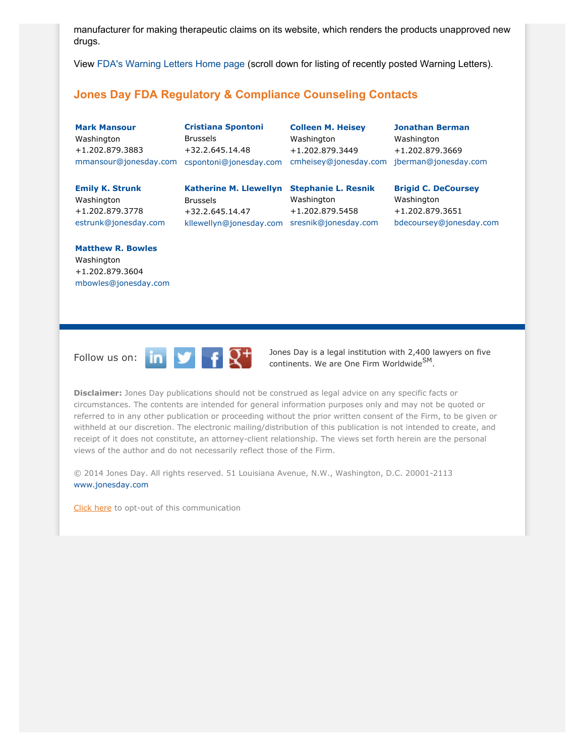manufacturer for making therapeutic claims on its website, which renders the products unapproved new drugs.

View FDA's Warning Letters Home page (scroll down for listing of recently posted Warning Letters).

## Jones Day FDA Regulatory & Compliance Counseling Contacts

**Mark Mansour**
Washington
+1.202.879.3883
mmansour@jonesday.com

**Cristiana Spontoni**
Brussels
+32.2.645.14.48
cspontoni@jonesday.com

**Colleen M. Heisey**
Washington
+1.202.879.3449
cmheisey@jonesday.com

**Jonathan Berman**
Washington
+1.202.879.3669
jberman@jonesday.com

**Emily K. Strunk**
Washington
+1.202.879.3778
estrunk@jonesday.com

**Katherine M. Llewellyn**
Brussels
+32.2.645.14.47
kllewellyn@jonesday.com

**Stephanie L. Resnik**
Washington
+1.202.879.5458
sresnik@jonesday.com

**Brigid C. DeCoursey**
Washington
+1.202.879.3651
bdecoursey@jonesday.com

**Matthew R. Bowles**
Washington
+1.202.879.3604
mbowles@jonesday.com

Follow us on:

Jones Day is a legal institution with 2,400 lawyers on five continents. We are One Firm Worldwide[SM].

**Disclaimer:** Jones Day publications should not be construed as legal advice on any specific facts or circumstances. The contents are intended for general information purposes only and may not be quoted or referred to in any other publication or proceeding without the prior written consent of the Firm, to be given or withheld at our discretion. The electronic mailing/distribution of this publication is not intended to create, and receipt of it does not constitute, an attorney-client relationship. The views set forth herein are the personal views of the author and do not necessarily reflect those of the Firm.

© 2014 Jones Day. All rights reserved. 51 Louisiana Avenue, N.W., Washington, D.C. 20001-2113
www.jonesday.com

Click here to opt-out of this communication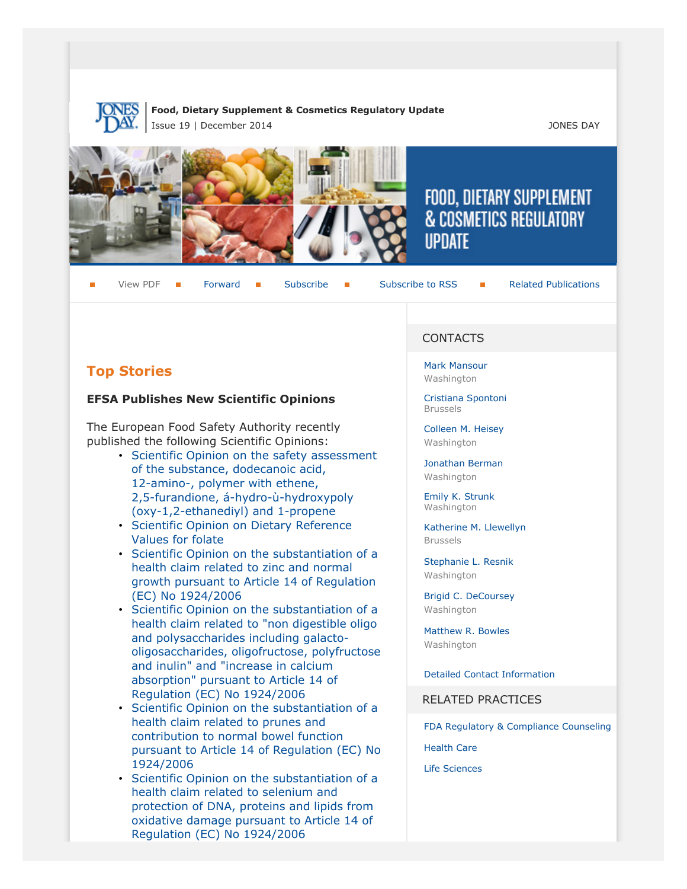**Food, Dietary Supplement & Cosmetics Regulatory Update**
Issue 19 | December 2014

JONES DAY

View PDF | Forward | Subscribe | Subscribe to RSS | Related Publications

## Top Stories

### EFSA Publishes New Scientific Opinions

The European Food Safety Authority recently published the following Scientific Opinions:

- Scientific Opinion on the safety assessment of the substance, dodecanoic acid, 12-amino-, polymer with ethene, 2,5-furandione, á-hydro-ù-hydroxypoly (oxy-1,2-ethanediyl) and 1-propene
- Scientific Opinion on Dietary Reference Values for folate
- Scientific Opinion on the substantiation of a health claim related to zinc and normal growth pursuant to Article 14 of Regulation (EC) No 1924/2006
- Scientific Opinion on the substantiation of a health claim related to "non digestible oligo and polysaccharides including galacto-oligosaccharides, oligofructose, polyfructose and inulin" and "increase in calcium absorption" pursuant to Article 14 of Regulation (EC) No 1924/2006
- Scientific Opinion on the substantiation of a health claim related to prunes and contribution to normal bowel function pursuant to Article 14 of Regulation (EC) No 1924/2006
- Scientific Opinion on the substantiation of a health claim related to selenium and protection of DNA, proteins and lipids from oxidative damage pursuant to Article 14 of Regulation (EC) No 1924/2006

## CONTACTS

Mark Mansour
Washington

Cristiana Spontoni
Brussels

Colleen M. Heisey
Washington

Jonathan Berman
Washington

Emily K. Strunk
Washington

Katherine M. Llewellyn
Brussels

Stephanie L. Resnik
Washington

Brigid C. DeCoursey
Washington

Matthew R. Bowles
Washington

Detailed Contact Information

## RELATED PRACTICES

FDA Regulatory & Compliance Counseling

Health Care

Life Sciences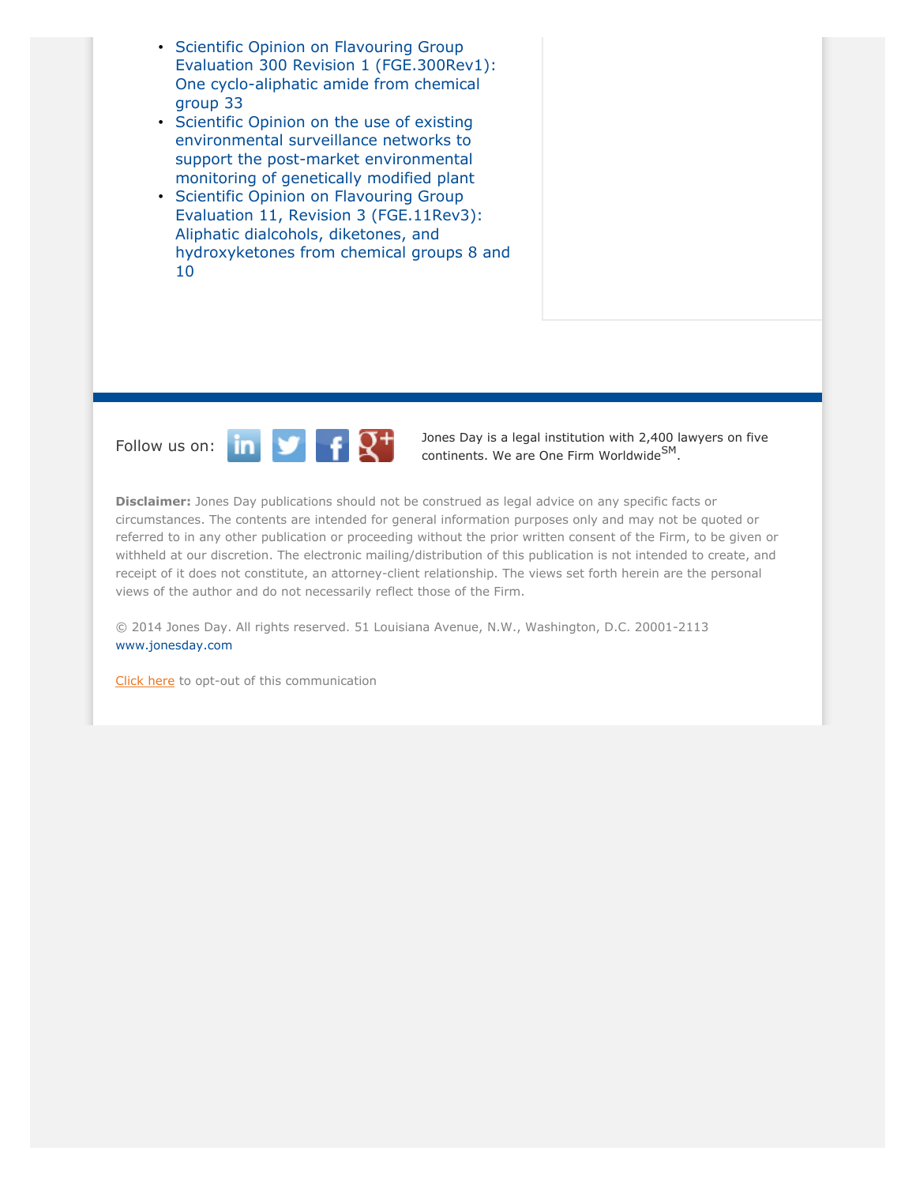- Scientific Opinion on Flavouring Group Evaluation 300 Revision 1 (FGE.300Rev1): One cyclo-aliphatic amide from chemical group 33
- Scientific Opinion on the use of existing environmental surveillance networks to support the post-market environmental monitoring of genetically modified plant
- Scientific Opinion on Flavouring Group Evaluation 11, Revision 3 (FGE.11Rev3): Aliphatic dialcohols, diketones, and hydroxyketones from chemical groups 8 and 10

Follow us on:

Jones Day is a legal institution with 2,400 lawyers on five continents. We are One Firm Worldwide[SM].

**Disclaimer:** Jones Day publications should not be construed as legal advice on any specific facts or circumstances. The contents are intended for general information purposes only and may not be quoted or referred to in any other publication or proceeding without the prior written consent of the Firm, to be given or withheld at our discretion. The electronic mailing/distribution of this publication is not intended to create, and receipt of it does not constitute, an attorney-client relationship. The views set forth herein are the personal views of the author and do not necessarily reflect those of the Firm.

© 2014 Jones Day. All rights reserved. 51 Louisiana Avenue, N.W., Washington, D.C. 20001-2113
www.jonesday.com

Click here to opt-out of this communication